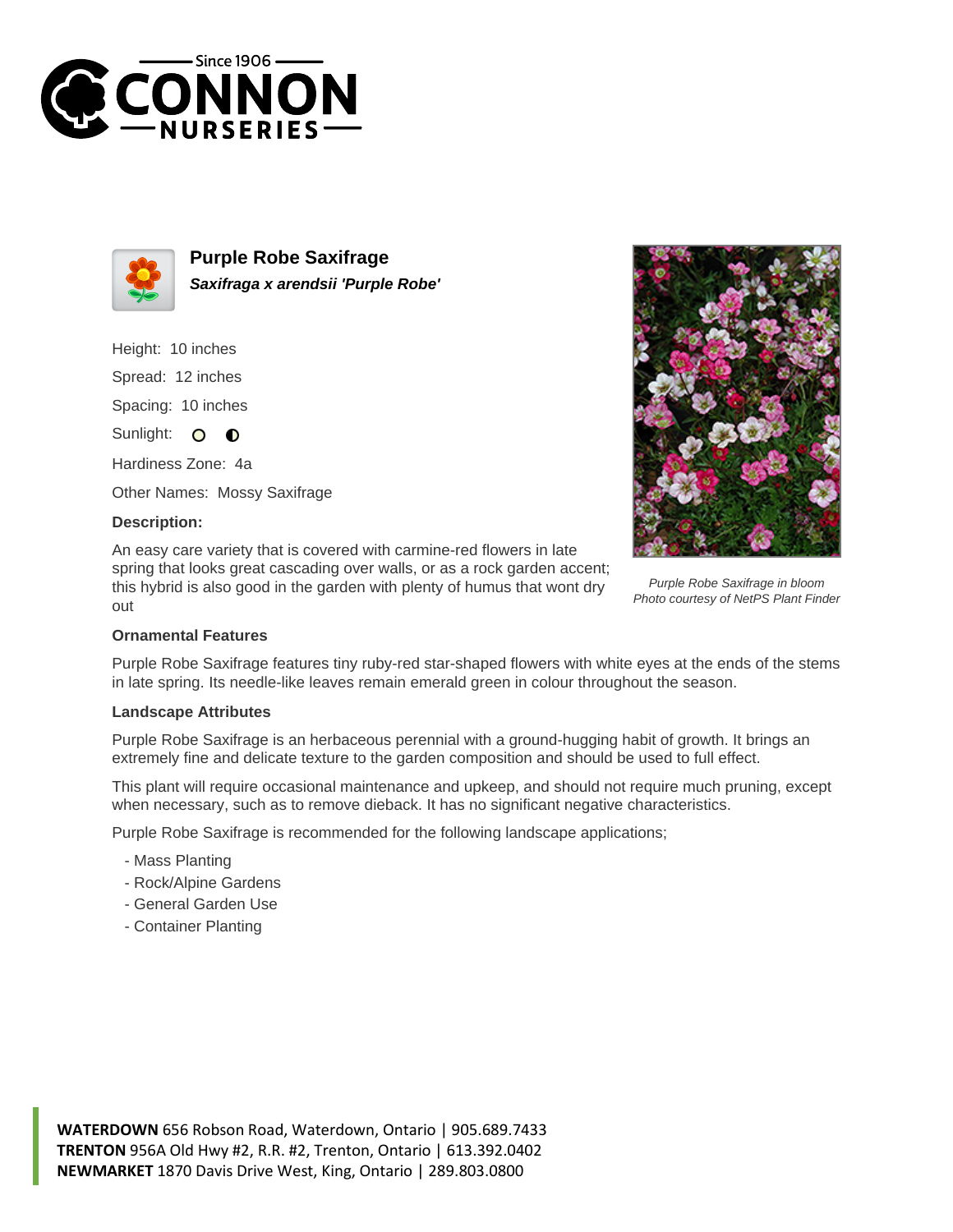# Purple Robe Saxifrage

***Saxifraga x arendsii 'Purple Robe'***

Height: 10 inches

Spread: 12 inches

Spacing: 10 inches

Sunlight:

Hardiness Zone: 4a

Other Names: Mossy Saxifrage

**Description:**

An easy care variety that is covered with carmine-red flowers in late spring that looks great cascading over walls, or as a rock garden accent; this hybrid is also good in the garden with plenty of humus that wont dry out

*Purple Robe Saxifrage in bloom*
*Photo courtesy of NetPS Plant Finder*

**Ornamental Features**

Purple Robe Saxifrage features tiny ruby-red star-shaped flowers with white eyes at the ends of the stems in late spring. Its needle-like leaves remain emerald green in colour throughout the season.

**Landscape Attributes**

Purple Robe Saxifrage is an herbaceous perennial with a ground-hugging habit of growth. It brings an extremely fine and delicate texture to the garden composition and should be used to full effect.

This plant will require occasional maintenance and upkeep, and should not require much pruning, except when necessary, such as to remove dieback. It has no significant negative characteristics.

Purple Robe Saxifrage is recommended for the following landscape applications;

- Mass Planting
- Rock/Alpine Gardens
- General Garden Use
- Container Planting

**WATERDOWN** 656 Robson Road, Waterdown, Ontario | 905.689.7433
**TRENTON** 956A Old Hwy #2, R.R. #2, Trenton, Ontario | 613.392.0402
**NEWMARKET** 1870 Davis Drive West, King, Ontario | 289.803.0800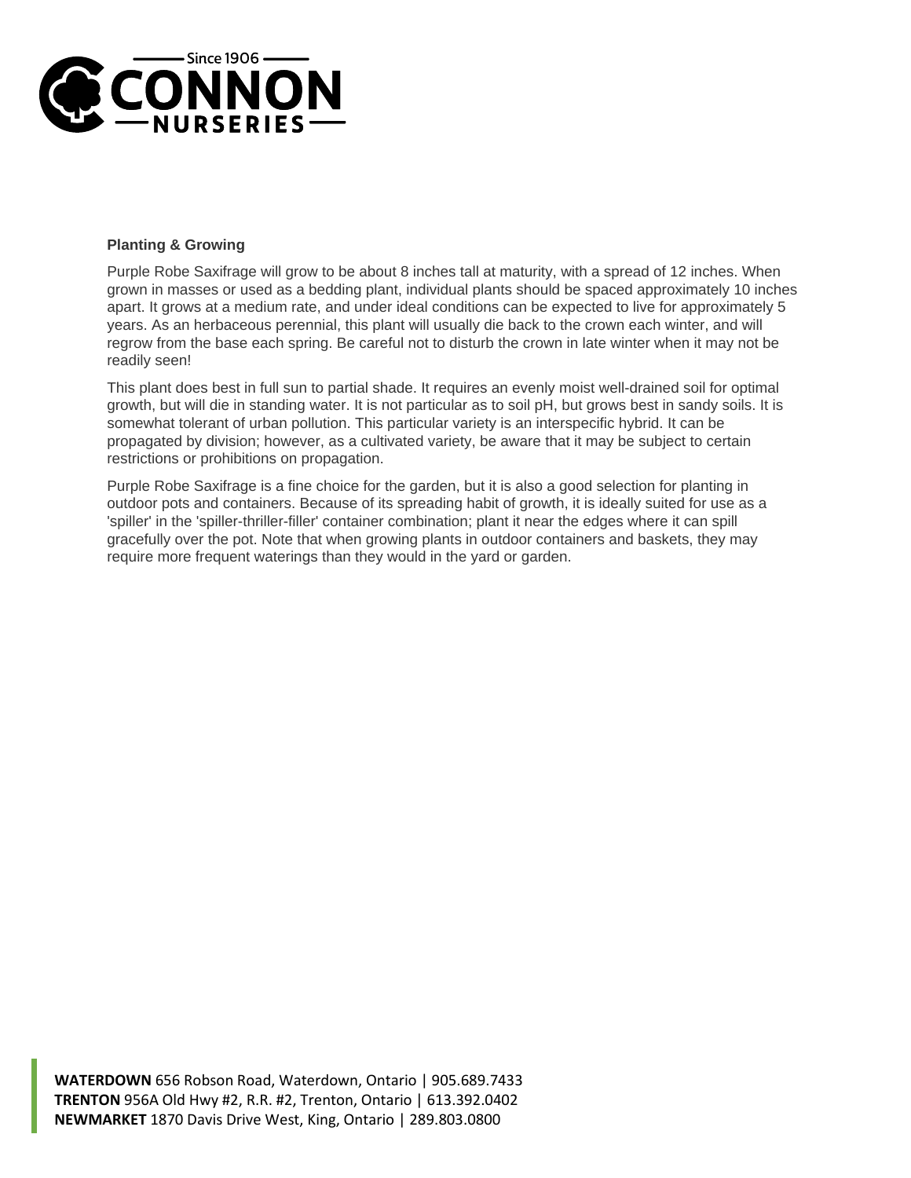### Planting & Growing

Purple Robe Saxifrage will grow to be about 8 inches tall at maturity, with a spread of 12 inches. When grown in masses or used as a bedding plant, individual plants should be spaced approximately 10 inches apart. It grows at a medium rate, and under ideal conditions can be expected to live for approximately 5 years. As an herbaceous perennial, this plant will usually die back to the crown each winter, and will regrow from the base each spring. Be careful not to disturb the crown in late winter when it may not be readily seen!

This plant does best in full sun to partial shade. It requires an evenly moist well-drained soil for optimal growth, but will die in standing water. It is not particular as to soil pH, but grows best in sandy soils. It is somewhat tolerant of urban pollution. This particular variety is an interspecific hybrid. It can be propagated by division; however, as a cultivated variety, be aware that it may be subject to certain restrictions or prohibitions on propagation.

Purple Robe Saxifrage is a fine choice for the garden, but it is also a good selection for planting in outdoor pots and containers. Because of its spreading habit of growth, it is ideally suited for use as a 'spiller' in the 'spiller-thriller-filler' container combination; plant it near the edges where it can spill gracefully over the pot. Note that when growing plants in outdoor containers and baskets, they may require more frequent waterings than they would in the yard or garden.